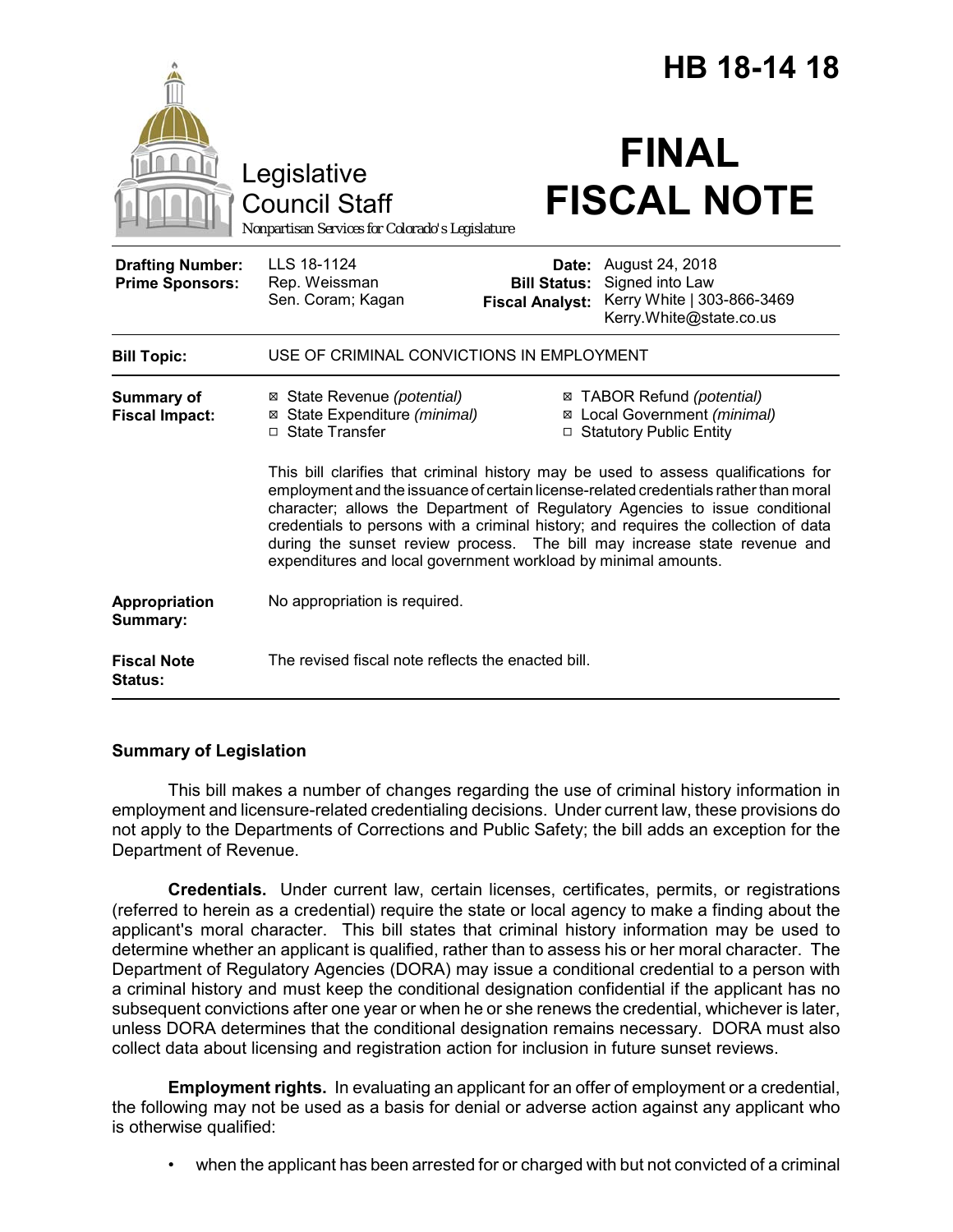# HB 18-1418

Legislative Council Staff

*Nonpartisan Services for Colorado's Legislature*

# FINAL FISCAL NOTE

| | | | |
|---|---|---|---|
| **Drafting Number:** | LLS 18-1124 | **Date:** | August 24, 2018 |
| **Prime Sponsors:** | Rep. Weissman<br>Sen. Coram; Kagan | **Bill Status:** | Signed into Law |
| | | **Fiscal Analyst:** | Kerry White \| 303-866-3469<br>Kerry.White@state.co.us |

| | |
|---|---|
| **Bill Topic:** | USE OF CRIMINAL CONVICTIONS IN EMPLOYMENT |
| **Summary of Fiscal Impact:** | ☒ State Revenue *(potential)*<br>☒ State Expenditure *(minimal)*<br>☐ State Transfer<br>☒ TABOR Refund *(potential)*<br>☒ Local Government *(minimal)*<br>☐ Statutory Public Entity<br><br>This bill clarifies that criminal history may be used to assess qualifications for employment and the issuance of certain license-related credentials rather than moral character; allows the Department of Regulatory Agencies to issue conditional credentials to persons with a criminal history; and requires the collection of data during the sunset review process. The bill may increase state revenue and expenditures and local government workload by minimal amounts. |
| **Appropriation Summary:** | No appropriation is required. |
| **Fiscal Note Status:** | The revised fiscal note reflects the enacted bill. |

## Summary of Legislation

This bill makes a number of changes regarding the use of criminal history information in employment and licensure-related credentialing decisions. Under current law, these provisions do not apply to the Departments of Corrections and Public Safety; the bill adds an exception for the Department of Revenue.

**Credentials.** Under current law, certain licenses, certificates, permits, or registrations (referred to herein as a credential) require the state or local agency to make a finding about the applicant's moral character. This bill states that criminal history information may be used to determine whether an applicant is qualified, rather than to assess his or her moral character. The Department of Regulatory Agencies (DORA) may issue a conditional credential to a person with a criminal history and must keep the conditional designation confidential if the applicant has no subsequent convictions after one year or when he or she renews the credential, whichever is later, unless DORA determines that the conditional designation remains necessary. DORA must also collect data about licensing and registration action for inclusion in future sunset reviews.

**Employment rights.** In evaluating an applicant for an offer of employment or a credential, the following may not be used as a basis for denial or adverse action against any applicant who is otherwise qualified:

- when the applicant has been arrested for or charged with but not convicted of a criminal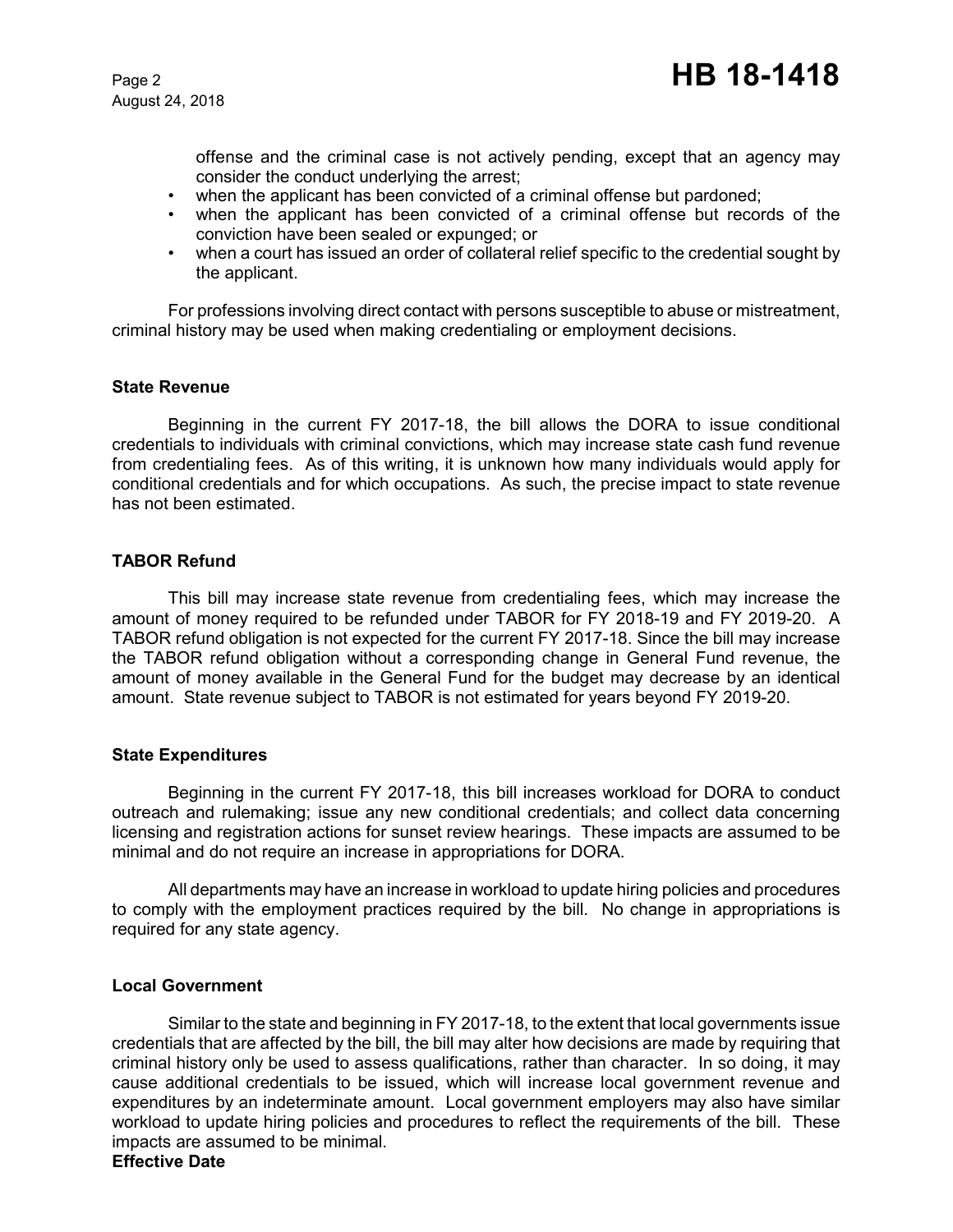offense and the criminal case is not actively pending, except that an agency may consider the conduct underlying the arrest;
- when the applicant has been convicted of a criminal offense but pardoned;
- when the applicant has been convicted of a criminal offense but records of the conviction have been sealed or expunged; or
- when a court has issued an order of collateral relief specific to the credential sought by the applicant.

For professions involving direct contact with persons susceptible to abuse or mistreatment, criminal history may be used when making credentialing or employment decisions.

**State Revenue**

Beginning in the current FY 2017-18, the bill allows the DORA to issue conditional credentials to individuals with criminal convictions, which may increase state cash fund revenue from credentialing fees. As of this writing, it is unknown how many individuals would apply for conditional credentials and for which occupations. As such, the precise impact to state revenue has not been estimated.

**TABOR Refund**

This bill may increase state revenue from credentialing fees, which may increase the amount of money required to be refunded under TABOR for FY 2018-19 and FY 2019-20. A TABOR refund obligation is not expected for the current FY 2017-18. Since the bill may increase the TABOR refund obligation without a corresponding change in General Fund revenue, the amount of money available in the General Fund for the budget may decrease by an identical amount. State revenue subject to TABOR is not estimated for years beyond FY 2019-20.

**State Expenditures**

Beginning in the current FY 2017-18, this bill increases workload for DORA to conduct outreach and rulemaking; issue any new conditional credentials; and collect data concerning licensing and registration actions for sunset review hearings. These impacts are assumed to be minimal and do not require an increase in appropriations for DORA.

All departments may have an increase in workload to update hiring policies and procedures to comply with the employment practices required by the bill. No change in appropriations is required for any state agency.

**Local Government**

Similar to the state and beginning in FY 2017-18, to the extent that local governments issue credentials that are affected by the bill, the bill may alter how decisions are made by requiring that criminal history only be used to assess qualifications, rather than character. In so doing, it may cause additional credentials to be issued, which will increase local government revenue and expenditures by an indeterminate amount. Local government employers may also have similar workload to update hiring policies and procedures to reflect the requirements of the bill. These impacts are assumed to be minimal.

**Effective Date**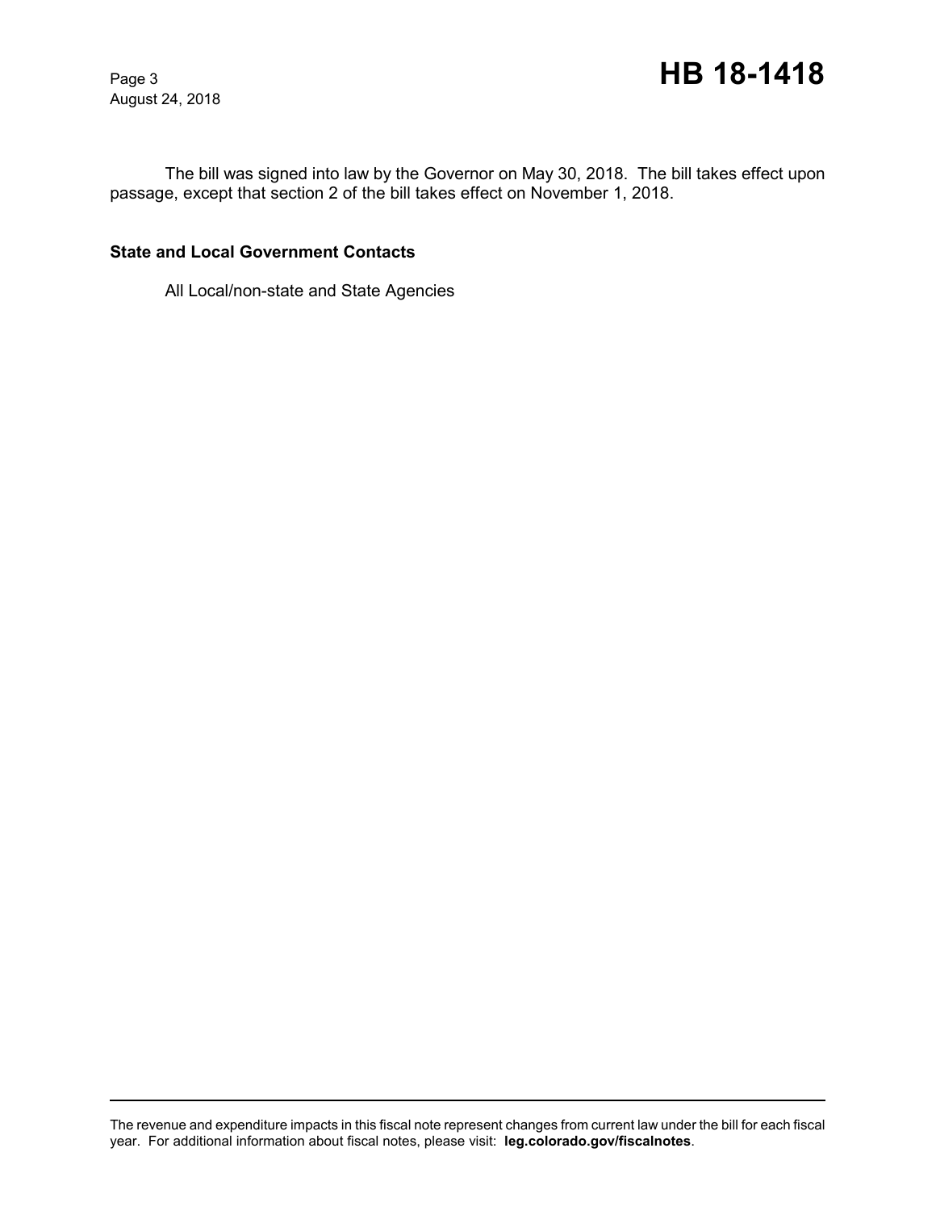The bill was signed into law by the Governor on May 30, 2018. The bill takes effect upon passage, except that section 2 of the bill takes effect on November 1, 2018.

### State and Local Government Contacts

All Local/non-state and State Agencies

The revenue and expenditure impacts in this fiscal note represent changes from current law under the bill for each fiscal year. For additional information about fiscal notes, please visit: **leg.colorado.gov/fiscalnotes**.